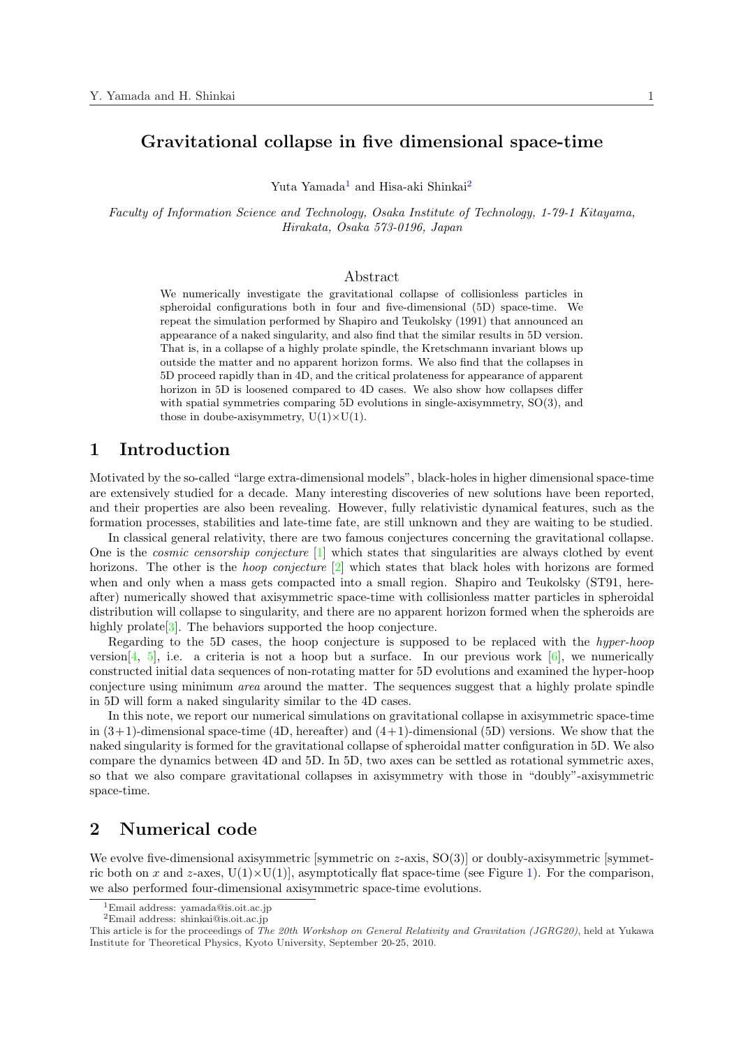# Gravitational collapse in five dimensional space-time

Yuta Yamada[1] and Hisa-aki Shinkai[2]

*Faculty of Information Science and Technology, Osaka Institute of Technology, 1-79-1 Kitayama, Hirakata, Osaka 573-0196, Japan*

## Abstract

We numerically investigate the gravitational collapse of collisionless particles in spheroidal configurations both in four and five-dimensional (5D) space-time. We repeat the simulation performed by Shapiro and Teukolsky (1991) that announced an appearance of a naked singularity, and also find that the similar results in 5D version. That is, in a collapse of a highly prolate spindle, the Kretschmann invariant blows up outside the matter and no apparent horizon forms. We also find that the collapses in 5D proceed rapidly than in 4D, and the critical prolateness for appearance of apparent horizon in 5D is loosened compared to 4D cases. We also show how collapses differ with spatial symmetries comparing 5D evolutions in single-axisymmetry, SO(3), and those in doube-axisymmetry, U(1)×U(1).

## 1 Introduction

Motivated by the so-called "large extra-dimensional models", black-holes in higher dimensional space-time are extensively studied for a decade. Many interesting discoveries of new solutions have been reported, and their properties are also been revealing. However, fully relativistic dynamical features, such as the formation processes, stabilities and late-time fate, are still unknown and they are waiting to be studied.

In classical general relativity, there are two famous conjectures concerning the gravitational collapse. One is the *cosmic censorship conjecture* [1] which states that singularities are always clothed by event horizons. The other is the *hoop conjecture* [2] which states that black holes with horizons are formed when and only when a mass gets compacted into a small region. Shapiro and Teukolsky (ST91, hereafter) numerically showed that axisymmetric space-time with collisionless matter particles in spheroidal distribution will collapse to singularity, and there are no apparent horizon formed when the spheroids are highly prolate[3]. The behaviors supported the hoop conjecture.

Regarding to the 5D cases, the hoop conjecture is supposed to be replaced with the *hyper-hoop* version[4, 5], i.e. a criteria is not a hoop but a surface. In our previous work [6], we numerically constructed initial data sequences of non-rotating matter for 5D evolutions and examined the hyper-hoop conjecture using minimum *area* around the matter. The sequences suggest that a highly prolate spindle in 5D will form a naked singularity similar to the 4D cases.

In this note, we report our numerical simulations on gravitational collapse in axisymmetric space-time in (3+1)-dimensional space-time (4D, hereafter) and (4+1)-dimensional (5D) versions. We show that the naked singularity is formed for the gravitational collapse of spheroidal matter configuration in 5D. We also compare the dynamics between 4D and 5D. In 5D, two axes can be settled as rotational symmetric axes, so that we also compare gravitational collapses in axisymmetry with those in "doubly"-axisymmetric space-time.

## 2 Numerical code

We evolve five-dimensional axisymmetric [symmetric on $z$-axis, SO(3)] or doubly-axisymmetric [symmetric both on $x$ and $z$-axes, U(1)×U(1)], asymptotically flat space-time (see Figure 1). For the comparison, we also performed four-dimensional axisymmetric space-time evolutions.

---

[1] Email address: yamada@is.oit.ac.jp

[2] Email address: shinkai@is.oit.ac.jp

This article is for the proceedings of *The 20th Workshop on General Relativity and Gravitation (JGRG20)*, held at Yukawa Institute for Theoretical Physics, Kyoto University, September 20-25, 2010.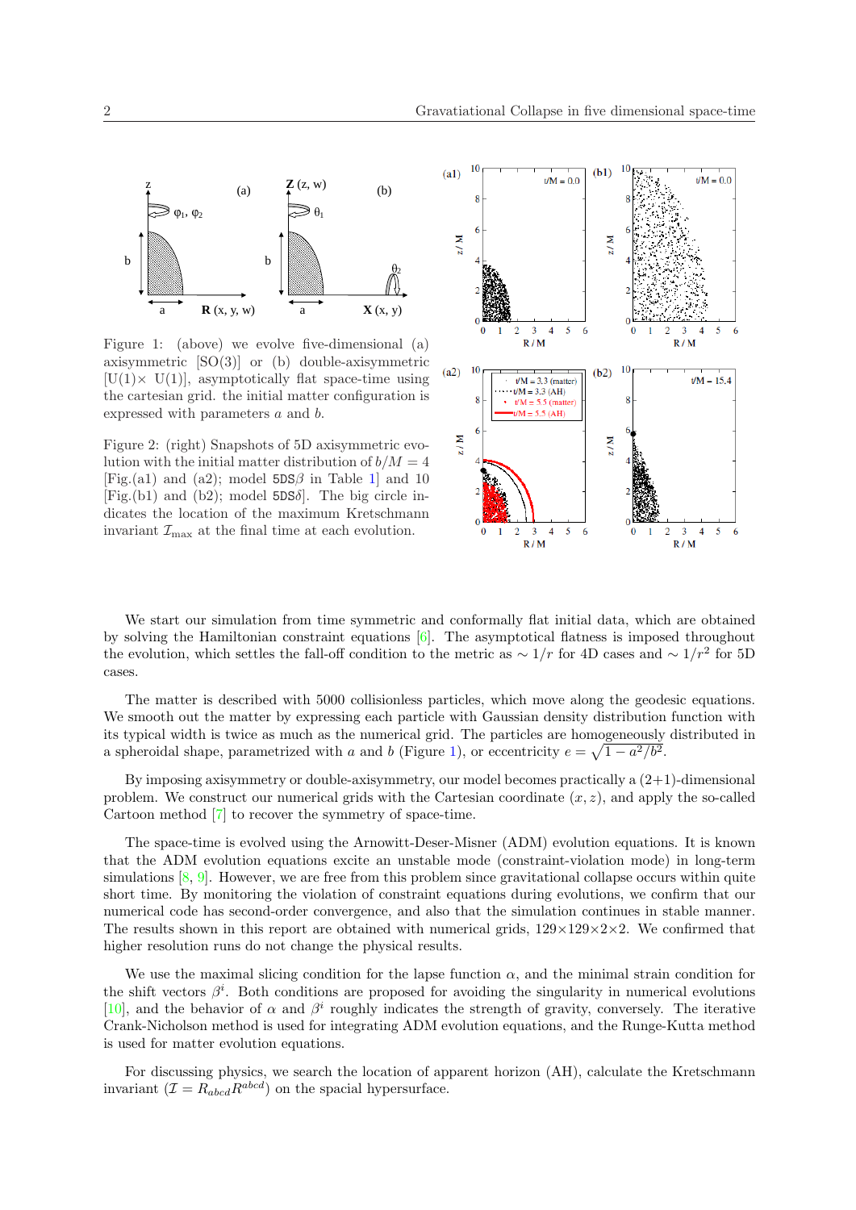Figure 1: (above) we evolve five-dimensional (a) axisymmetric [SO(3)] or (b) double-axisymmetric [U(1)× U(1)], asymptotically flat space-time using the cartesian grid. the initial matter configuration is expressed with parameters $a$ and $b$.

Figure 2: (right) Snapshots of 5D axisymmetric evolution with the initial matter distribution of $b/M = 4$ [Fig.(a1) and (a2); model 5DS$\beta$ in Table 1] and 10 [Fig.(b1) and (b2); model 5DS$\delta$]. The big circle indicates the location of the maximum Kretschmann invariant $\mathcal{I}_{\max}$ at the final time at each evolution.

We start our simulation from time symmetric and conformally flat initial data, which are obtained by solving the Hamiltonian constraint equations [6]. The asymptotical flatness is imposed throughout the evolution, which settles the fall-off condition to the metric as $\sim 1/r$ for 4D cases and $\sim 1/r^2$ for 5D cases.

The matter is described with 5000 collisionless particles, which move along the geodesic equations. We smooth out the matter by expressing each particle with Gaussian density distribution function with its typical width is twice as much as the numerical grid. The particles are homogeneously distributed in a spheroidal shape, parametrized with $a$ and $b$ (Figure 1), or eccentricity $e = \sqrt{1 - a^2/b^2}$.

By imposing axisymmetry or double-axisymmetry, our model becomes practically a (2+1)-dimensional problem. We construct our numerical grids with the Cartesian coordinate $(x, z)$, and apply the so-called Cartoon method [7] to recover the symmetry of space-time.

The space-time is evolved using the Arnowitt-Deser-Misner (ADM) evolution equations. It is known that the ADM evolution equations excite an unstable mode (constraint-violation mode) in long-term simulations [8, 9]. However, we are free from this problem since gravitational collapse occurs within quite short time. By monitoring the violation of constraint equations during evolutions, we confirm that our numerical code has second-order convergence, and also that the simulation continues in stable manner. The results shown in this report are obtained with numerical grids, $129{\times}129{\times}2{\times}2$. We confirmed that higher resolution runs do not change the physical results.

We use the maximal slicing condition for the lapse function $\alpha$, and the minimal strain condition for the shift vectors $\beta^i$. Both conditions are proposed for avoiding the singularity in numerical evolutions [10], and the behavior of $\alpha$ and $\beta^i$ roughly indicates the strength of gravity, conversely. The iterative Crank-Nicholson method is used for integrating ADM evolution equations, and the Runge-Kutta method is used for matter evolution equations.

For discussing physics, we search the location of apparent horizon (AH), calculate the Kretschmann invariant ($\mathcal{I} = R_{abcd}R^{abcd}$) on the spacial hypersurface.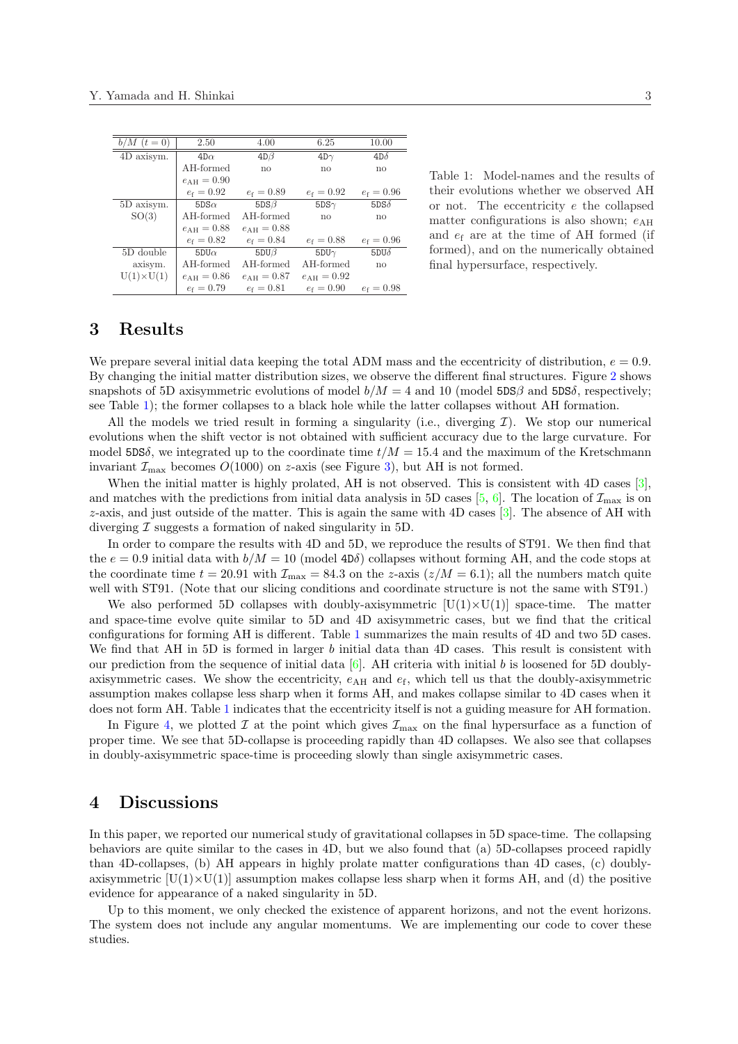| $b/M$ ($t=0$) | 2.50 | 4.00 | 6.25 | 10.00 |
|---|---|---|---|---|
| 4D axisym. | 4D$\alpha$ | 4D$\beta$ | 4D$\gamma$ | 4D$\delta$ |
| | AH-formed | no | no | no |
| | $e_{\rm AH} = 0.90$ | | | |
| | $e_{\rm f} = 0.92$ | $e_{\rm f} = 0.89$ | $e_{\rm f} = 0.92$ | $e_{\rm f} = 0.96$ |
| 5D axisym. | 5DS$\alpha$ | 5DS$\beta$ | 5DS$\gamma$ | 5DS$\delta$ |
| SO(3) | AH-formed | AH-formed | no | no |
| | $e_{\rm AH} = 0.88$ | $e_{\rm AH} = 0.88$ | | |
| | $e_{\rm f} = 0.82$ | $e_{\rm f} = 0.84$ | $e_{\rm f} = 0.88$ | $e_{\rm f} = 0.96$ |
| 5D double axisym. | 5DU$\alpha$ | 5DU$\beta$ | 5DU$\gamma$ | 5DU$\delta$ |
| U(1)×U(1) | AH-formed | AH-formed | AH-formed | no |
| | $e_{\rm AH} = 0.86$ | $e_{\rm AH} = 0.87$ | $e_{\rm AH} = 0.92$ | |
| | $e_{\rm f} = 0.79$ | $e_{\rm f} = 0.81$ | $e_{\rm f} = 0.90$ | $e_{\rm f} = 0.98$ |

Table 1: Model-names and the results of their evolutions whether we observed AH or not. The eccentricity $e$ the collapsed matter configurations is also shown; $e_{\rm AH}$ and $e_{\rm f}$ are at the time of AH formed (if formed), and on the numerically obtained final hypersurface, respectively.

## 3 Results

We prepare several initial data keeping the total ADM mass and the eccentricity of distribution, $e = 0.9$. By changing the initial matter distribution sizes, we observe the different final structures. Figure 2 shows snapshots of 5D axisymmetric evolutions of model $b/M = 4$ and 10 (model 5DS$\beta$ and 5DS$\delta$, respectively; see Table 1); the former collapses to a black hole while the latter collapses without AH formation.

All the models we tried result in forming a singularity (i.e., diverging $\mathcal{I}$). We stop our numerical evolutions when the shift vector is not obtained with sufficient accuracy due to the large curvature. For model 5DS$\delta$, we integrated up to the coordinate time $t/M = 15.4$ and the maximum of the Kretschmann invariant $\mathcal{I}_{\rm max}$ becomes $O(1000)$ on $z$-axis (see Figure 3), but AH is not formed.

When the initial matter is highly prolated, AH is not observed. This is consistent with 4D cases [3], and matches with the predictions from initial data analysis in 5D cases [5, 6]. The location of $\mathcal{I}_{\rm max}$ is on $z$-axis, and just outside of the matter. This is again the same with 4D cases [3]. The absence of AH with diverging $\mathcal{I}$ suggests a formation of naked singularity in 5D.

In order to compare the results with 4D and 5D, we reproduce the results of ST91. We then find that the $e = 0.9$ initial data with $b/M = 10$ (model 4D$\delta$) collapses without forming AH, and the code stops at the coordinate time $t = 20.91$ with $\mathcal{I}_{\rm max} = 84.3$ on the $z$-axis ($z/M = 6.1$); all the numbers match quite well with ST91. (Note that our slicing conditions and coordinate structure is not the same with ST91.)

We also performed 5D collapses with doubly-axisymmetric [U(1)×U(1)] space-time. The matter and space-time evolve quite similar to 5D and 4D axisymmetric cases, but we find that the critical configurations for forming AH is different. Table 1 summarizes the main results of 4D and two 5D cases. We find that AH in 5D is formed in larger $b$ initial data than 4D cases. This result is consistent with our prediction from the sequence of initial data [6]. AH criteria with initial $b$ is loosened for 5D doubly-axisymmetric cases. We show the eccentricity, $e_{\rm AH}$ and $e_{\rm f}$, which tell us that the doubly-axisymmetric assumption makes collapse less sharp when it forms AH, and makes collapse similar to 4D cases when it does not form AH. Table 1 indicates that the eccentricity itself is not a guiding measure for AH formation.

In Figure 4, we plotted $\mathcal{I}$ at the point which gives $\mathcal{I}_{\rm max}$ on the final hypersurface as a function of proper time. We see that 5D-collapse is proceeding rapidly than 4D collapses. We also see that collapses in doubly-axisymmetric space-time is proceeding slowly than single axisymmetric cases.

## 4 Discussions

In this paper, we reported our numerical study of gravitational collapses in 5D space-time. The collapsing behaviors are quite similar to the cases in 4D, but we also found that (a) 5D-collapses proceed rapidly than 4D-collapses, (b) AH appears in highly prolate matter configurations than 4D cases, (c) doubly-axisymmetric [U(1)×U(1)] assumption makes collapse less sharp when it forms AH, and (d) the positive evidence for appearance of a naked singularity in 5D.

Up to this moment, we only checked the existence of apparent horizons, and not the event horizons. The system does not include any angular momentums. We are implementing our code to cover these studies.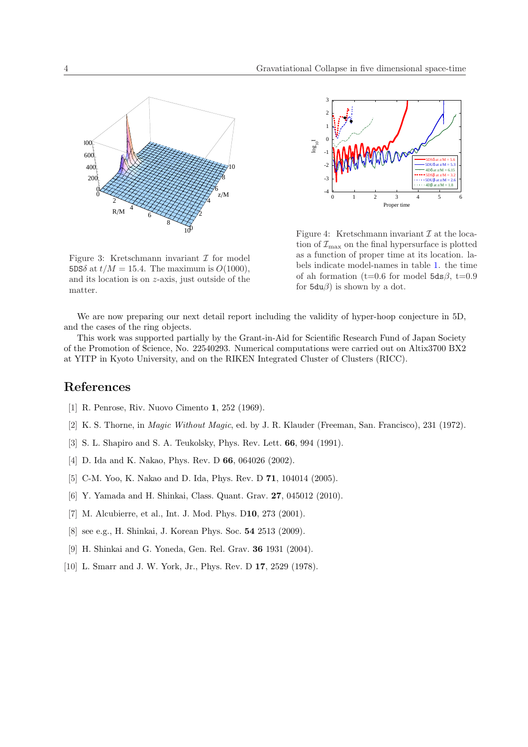800
600
400
200
0
0
2
4
6
8
10
R/M
0
2
4
6
8
10
z/M

Figure 3: Kretschmann invariant $\mathcal{I}$ for model 5DS$\delta$ at $t/M = 15.4$. The maximum is $O(1000)$, and its location is on $z$-axis, just outside of the matter.

3
2
1
0
-1
-2
-3
-4
$\log_{10}$ I
0
1
2
3
4
5
6
Proper time

5DS$\delta$ at z/M = 5.6
5DU$\delta$ at z/M = 5.3
4D$\delta$ at z/M = 6.15
5DS$\beta$ at z/M = 3.2
5DU$\beta$ at z/M = 2.6
4D$\beta$ at z/M = 1.8

Figure 4: Kretschmann invariant $\mathcal{I}$ at the location of $\mathcal{I}_{\max}$ on the final hypersurface is plotted as a function of proper time at its location. labels indicate model-names in table 1. the time of ah formation (t=0.6 for model 5ds$\beta$, t=0.9 for 5du$\beta$) is shown by a dot.

We are now preparing our next detail report including the validity of hyper-hoop conjecture in 5D, and the cases of the ring objects.

This work was supported partially by the Grant-in-Aid for Scientific Research Fund of Japan Society of the Promotion of Science, No. 22540293. Numerical computations were carried out on Altix3700 BX2 at YITP in Kyoto University, and on the RIKEN Integrated Cluster of Clusters (RICC).

## References

[1] R. Penrose, Riv. Nuovo Cimento **1**, 252 (1969).

[2] K. S. Thorne, in *Magic Without Magic*, ed. by J. R. Klauder (Freeman, San. Francisco), 231 (1972).

[3] S. L. Shapiro and S. A. Teukolsky, Phys. Rev. Lett. **66**, 994 (1991).

[4] D. Ida and K. Nakao, Phys. Rev. D **66**, 064026 (2002).

[5] C-M. Yoo, K. Nakao and D. Ida, Phys. Rev. D **71**, 104014 (2005).

[6] Y. Yamada and H. Shinkai, Class. Quant. Grav. **27**, 045012 (2010).

[7] M. Alcubierre, et al., Int. J. Mod. Phys. D**10**, 273 (2001).

[8] see e.g., H. Shinkai, J. Korean Phys. Soc. **54** 2513 (2009).

[9] H. Shinkai and G. Yoneda, Gen. Rel. Grav. **36** 1931 (2004).

[10] L. Smarr and J. W. York, Jr., Phys. Rev. D **17**, 2529 (1978).